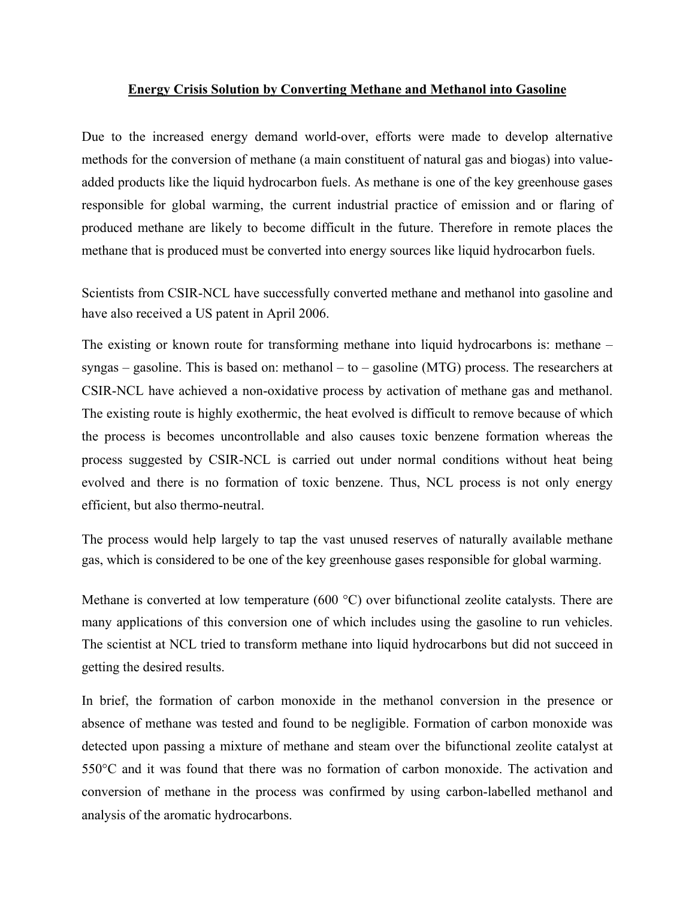# **Energy Crisis Solution by Converting Methane and Methanol into Gasoline**

Due to the increased energy demand world-over, efforts were made to develop alternative methods for the conversion of methane (a main constituent of natural gas and biogas) into value-added products like the liquid hydrocarbon fuels. As methane is one of the key greenhouse gases responsible for global warming, the current industrial practice of emission and or flaring of produced methane are likely to become difficult in the future. Therefore in remote places the methane that is produced must be converted into energy sources like liquid hydrocarbon fuels.

Scientists from CSIR-NCL have successfully converted methane and methanol into gasoline and have also received a US patent in April 2006.

The existing or known route for transforming methane into liquid hydrocarbons is: methane – syngas – gasoline. This is based on: methanol – to – gasoline (MTG) process. The researchers at CSIR-NCL have achieved a non-oxidative process by activation of methane gas and methanol. The existing route is highly exothermic, the heat evolved is difficult to remove because of which the process is becomes uncontrollable and also causes toxic benzene formation whereas the process suggested by CSIR-NCL is carried out under normal conditions without heat being evolved and there is no formation of toxic benzene. Thus, NCL process is not only energy efficient, but also thermo-neutral.

The process would help largely to tap the vast unused reserves of naturally available methane gas, which is considered to be one of the key greenhouse gases responsible for global warming.

Methane is converted at low temperature (600 °C) over bifunctional zeolite catalysts. There are many applications of this conversion one of which includes using the gasoline to run vehicles. The scientist at NCL tried to transform methane into liquid hydrocarbons but did not succeed in getting the desired results.

In brief, the formation of carbon monoxide in the methanol conversion in the presence or absence of methane was tested and found to be negligible. Formation of carbon monoxide was detected upon passing a mixture of methane and steam over the bifunctional zeolite catalyst at 550°C and it was found that there was no formation of carbon monoxide. The activation and conversion of methane in the process was confirmed by using carbon-labelled methanol and analysis of the aromatic hydrocarbons.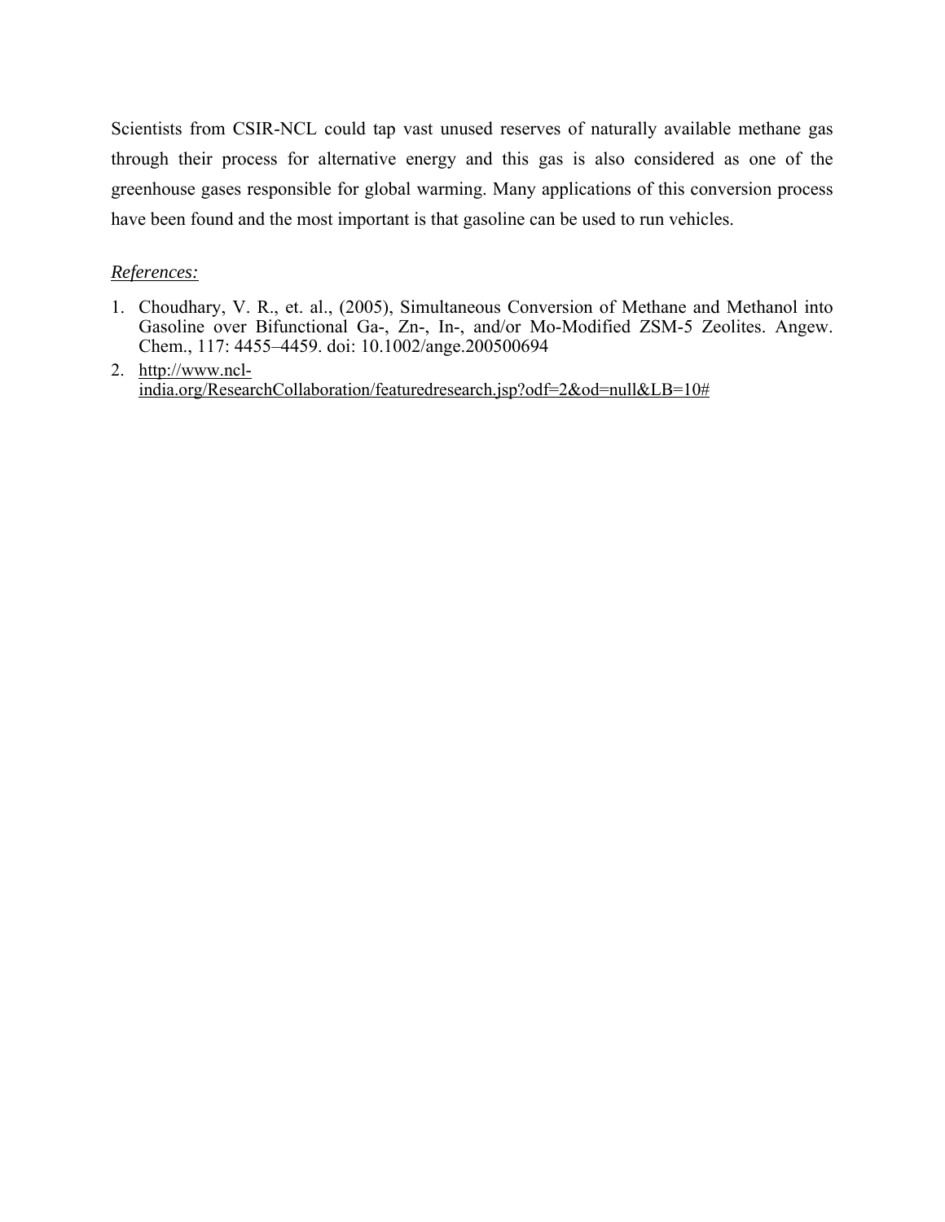Scientists from CSIR-NCL could tap vast unused reserves of naturally available methane gas through their process for alternative energy and this gas is also considered as one of the greenhouse gases responsible for global warming. Many applications of this conversion process have been found and the most important is that gasoline can be used to run vehicles.

*References:*

1. Choudhary, V. R., et. al., (2005), Simultaneous Conversion of Methane and Methanol into Gasoline over Bifunctional Ga-, Zn-, In-, and/or Mo-Modified ZSM-5 Zeolites. Angew. Chem., 117: 4455–4459. doi: 10.1002/ange.200500694
2. http://www.ncl-india.org/ResearchCollaboration/featuredresearch.jsp?odf=2&od=null&LB=10#